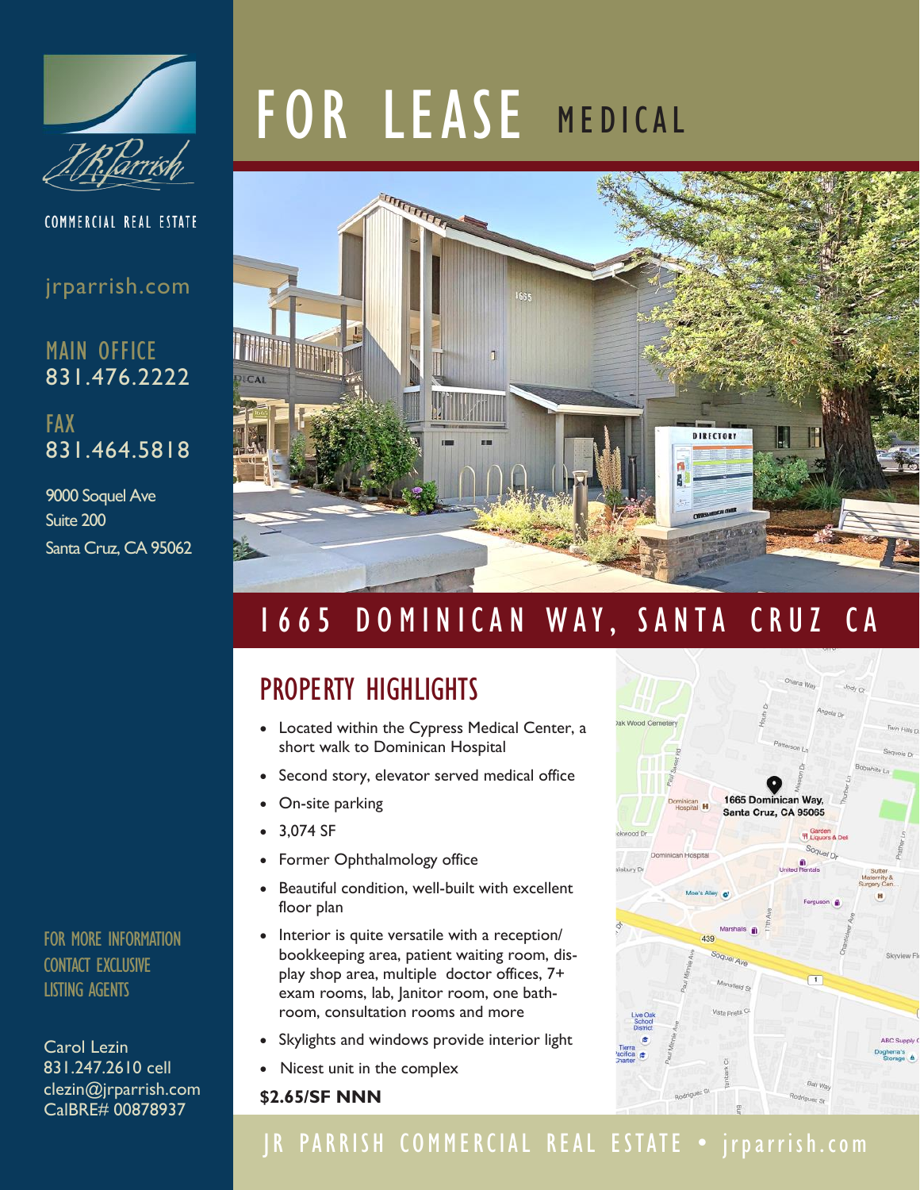# FOR LEASE MEDICAL

## 1665 DOMINICAN WAY, SANTA CRUZ CA

## PROPERTY HIGHLIGHTS

- Located within the Cypress Medical Center, a short walk to Dominican Hospital
- Second story, elevator served medical office
- On-site parking
- 3,074 SF
- Former Ophthalmology office
- Beautiful condition, well-built with excellent floor plan
- Interior is quite versatile with a reception/ bookkeeping area, patient waiting room, display shop area, multiple doctor offices, 7+ exam rooms, lab, Janitor room, one bathroom, consultation rooms and more
- Skylights and windows provide interior light
- Nicest unit in the complex

**$2.65/SF NNN**

J.R. Parrish

COMMERCIAL REAL ESTATE

jrparrish.com

MAIN OFFICE
831.476.2222

FAX
831.464.5818

9000 Soquel Ave
Suite 200
Santa Cruz, CA 95062

FOR MORE INFORMATION CONTACT EXCLUSIVE LISTING AGENTS

Carol Lezin
831.247.2610 cell
clezin@jrparrish.com
CalBRE# 00878937

JR PARRISH COMMERCIAL REAL ESTATE • jrparrish.com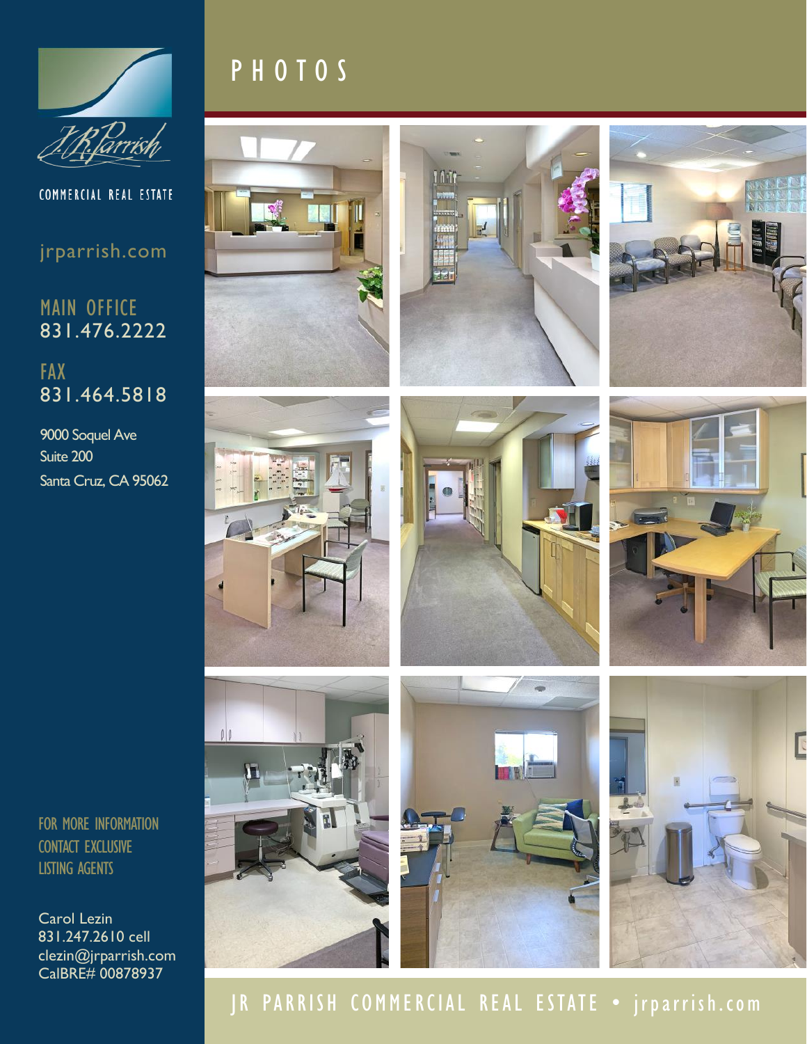J.R. Parrish

COMMERCIAL REAL ESTATE

jrparrish.com

MAIN OFFICE
831.476.2222

FAX
831.464.5818

9000 Soquel Ave
Suite 200
Santa Cruz, CA 95062

# PHOTOS

FOR MORE INFORMATION
CONTACT EXCLUSIVE
LISTING AGENTS

Carol Lezin
831.247.2610 cell
clezin@jrparrish.com
CalBRE# 00878937

JR PARRISH COMMERCIAL REAL ESTATE • jrparrish.com